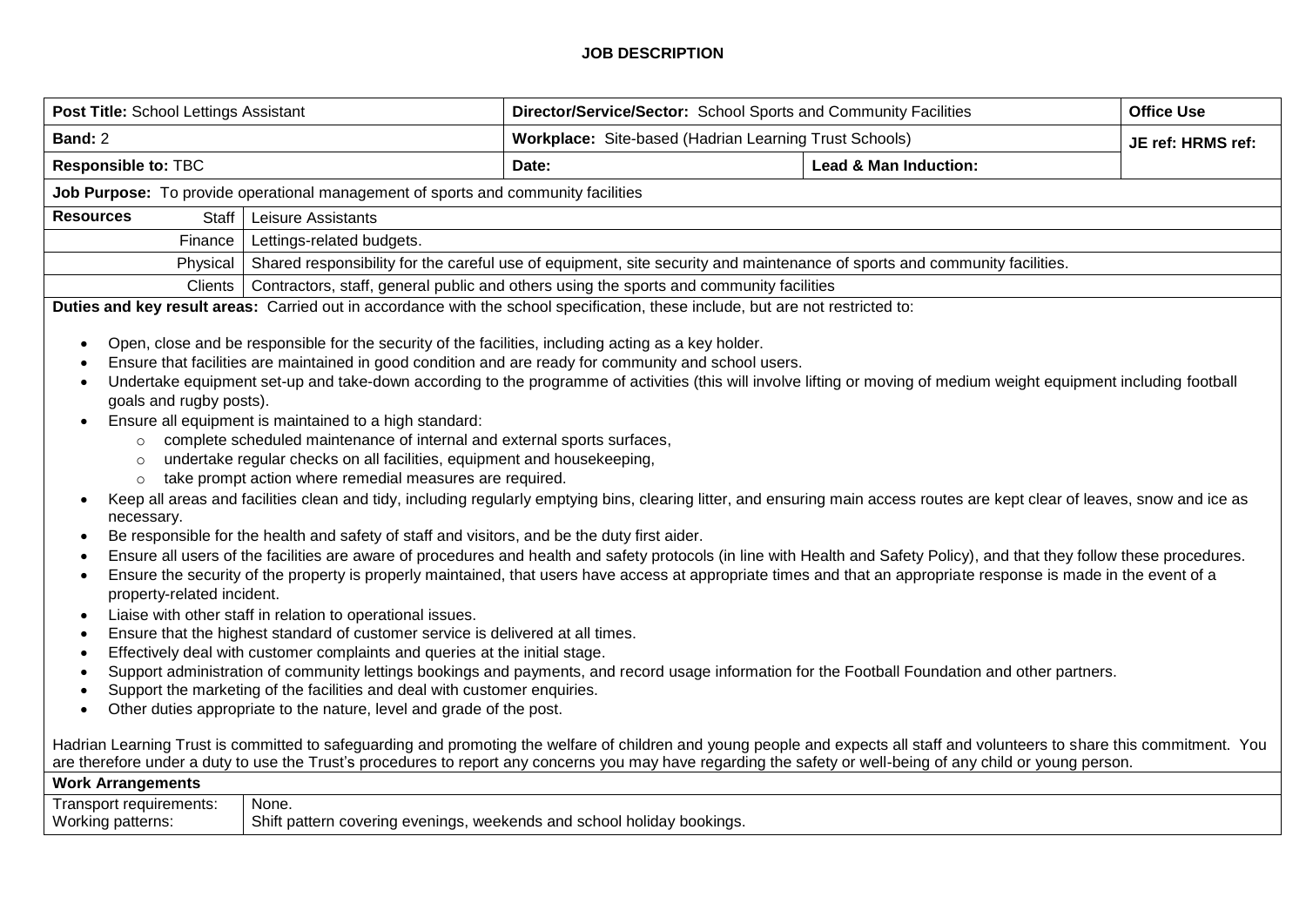# JOB DESCRIPTION

| **Post Title:** School Lettings Assistant | **Director/Service/Sector:** School Sports and Community Facilities | | **Office Use** |
|---|---|---|---|
| **Band:** 2 | **Workplace:** Site-based (Hadrian Learning Trust Schools) | | **JE ref: HRMS ref:** |
| **Responsible to:** TBC | **Date:** | **Lead & Man Induction:** | |

**Job Purpose:** To provide operational management of sports and community facilities

| **Resources** | |
|---|---|
| Staff | Leisure Assistants |
| Finance | Lettings-related budgets. |
| Physical | Shared responsibility for the careful use of equipment, site security and maintenance of sports and community facilities. |
| Clients | Contractors, staff, general public and others using the sports and community facilities |

**Duties and key result areas:** Carried out in accordance with the school specification, these include, but are not restricted to:

- Open, close and be responsible for the security of the facilities, including acting as a key holder.
- Ensure that facilities are maintained in good condition and are ready for community and school users.
- Undertake equipment set-up and take-down according to the programme of activities (this will involve lifting or moving of medium weight equipment including football goals and rugby posts).
- Ensure all equipment is maintained to a high standard:
  - complete scheduled maintenance of internal and external sports surfaces,
  - undertake regular checks on all facilities, equipment and housekeeping,
  - take prompt action where remedial measures are required.
- Keep all areas and facilities clean and tidy, including regularly emptying bins, clearing litter, and ensuring main access routes are kept clear of leaves, snow and ice as necessary.
- Be responsible for the health and safety of staff and visitors, and be the duty first aider.
- Ensure all users of the facilities are aware of procedures and health and safety protocols (in line with Health and Safety Policy), and that they follow these procedures.
- Ensure the security of the property is properly maintained, that users have access at appropriate times and that an appropriate response is made in the event of a property-related incident.
- Liaise with other staff in relation to operational issues.
- Ensure that the highest standard of customer service is delivered at all times.
- Effectively deal with customer complaints and queries at the initial stage.
- Support administration of community lettings bookings and payments, and record usage information for the Football Foundation and other partners.
- Support the marketing of the facilities and deal with customer enquiries.
- Other duties appropriate to the nature, level and grade of the post.

Hadrian Learning Trust is committed to safeguarding and promoting the welfare of children and young people and expects all staff and volunteers to share this commitment. You are therefore under a duty to use the Trust's procedures to report any concerns you may have regarding the safety or well-being of any child or young person.

| **Work Arrangements** | |
|---|---|
| Transport requirements: | None. |
| Working patterns: | Shift pattern covering evenings, weekends and school holiday bookings. |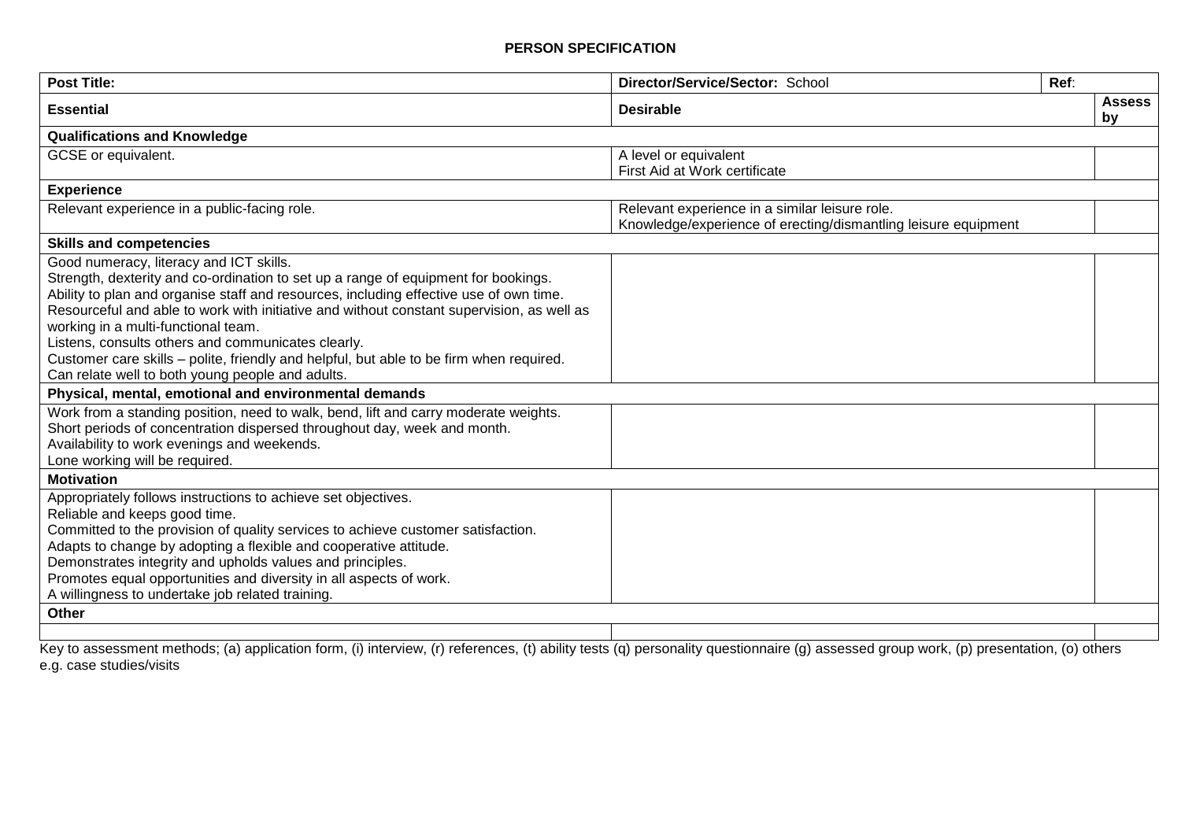**PERSON SPECIFICATION**

| Post Title: | Director/Service/Sector: School | Ref: |
|---|---|---|
| **Essential** | **Desirable** | **Assess by** |
| **Qualifications and Knowledge** | | |
| GCSE or equivalent. | A level or equivalent<br>First Aid at Work certificate | |
| **Experience** | | |
| Relevant experience in a public-facing role. | Relevant experience in a similar leisure role.<br>Knowledge/experience of erecting/dismantling leisure equipment | |
| **Skills and competencies** | | |
| Good numeracy, literacy and ICT skills.<br>Strength, dexterity and co-ordination to set up a range of equipment for bookings.<br>Ability to plan and organise staff and resources, including effective use of own time.<br>Resourceful and able to work with initiative and without constant supervision, as well as working in a multi-functional team.<br>Listens, consults others and communicates clearly.<br>Customer care skills – polite, friendly and helpful, but able to be firm when required.<br>Can relate well to both young people and adults. | | |
| **Physical, mental, emotional and environmental demands** | | |
| Work from a standing position, need to walk, bend, lift and carry moderate weights.<br>Short periods of concentration dispersed throughout day, week and month.<br>Availability to work evenings and weekends.<br>Lone working will be required. | | |
| **Motivation** | | |
| Appropriately follows instructions to achieve set objectives.<br>Reliable and keeps good time.<br>Committed to the provision of quality services to achieve customer satisfaction.<br>Adapts to change by adopting a flexible and cooperative attitude.<br>Demonstrates integrity and upholds values and principles.<br>Promotes equal opportunities and diversity in all aspects of work.<br>A willingness to undertake job related training. | | |
| **Other** | | |
| | | |

Key to assessment methods; (a) application form, (i) interview, (r) references, (t) ability tests (q) personality questionnaire (g) assessed group work, (p) presentation, (o) others e.g. case studies/visits